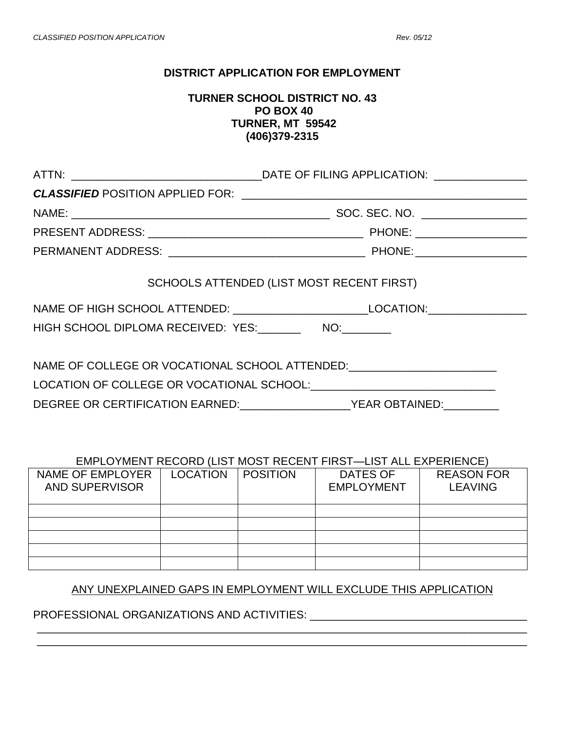# DISTRICT APPLICATION FOR EMPLOYMENT

**TURNER SCHOOL DISTRICT NO. 43**
**PO BOX 40**
**TURNER, MT 59542**
**(406)379-2315**

ATTN: ______________________________DATE OF FILING APPLICATION: _______________

***CLASSIFIED*** POSITION APPLIED FOR: ______________________________________________

NAME: __________________________________________ SOC. SEC. NO. _________________

PRESENT ADDRESS: ___________________________________ PHONE: __________________

PERMANENT ADDRESS: ________________________________ PHONE:__________________

SCHOOLS ATTENDED (LIST MOST RECENT FIRST)

NAME OF HIGH SCHOOL ATTENDED: ______________________LOCATION:________________

HIGH SCHOOL DIPLOMA RECEIVED: YES:_______ NO:________

NAME OF COLLEGE OR VOCATIONAL SCHOOL ATTENDED:________________________

LOCATION OF COLLEGE OR VOCATIONAL SCHOOL:______________________________

DEGREE OR CERTIFICATION EARNED:__________________YEAR OBTAINED:_________

EMPLOYMENT RECORD (LIST MOST RECENT FIRST—LIST ALL EXPERIENCE)

| NAME OF EMPLOYER AND SUPERVISOR | LOCATION | POSITION | DATES OF EMPLOYMENT | REASON FOR LEAVING |
|---|---|---|---|---|
| | | | | |
| | | | | |
| | | | | |
| | | | | |
| | | | | |

ANY UNEXPLAINED GAPS IN EMPLOYMENT WILL EXCLUDE THIS APPLICATION

PROFESSIONAL ORGANIZATIONS AND ACTIVITIES: ___________________________________

______________________________________________________________________________

______________________________________________________________________________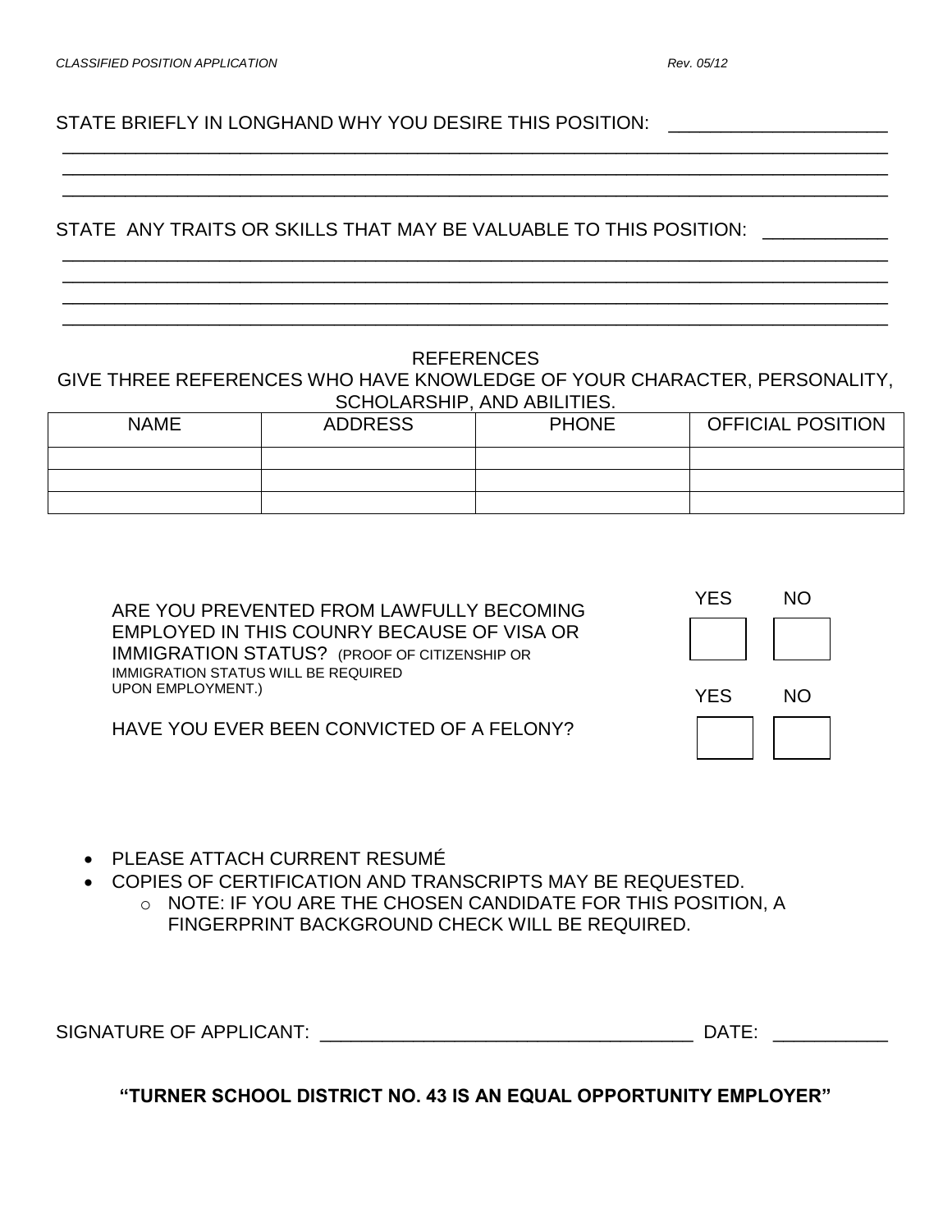STATE BRIEFLY IN LONGHAND WHY YOU DESIRE THIS POSITION: ____________________
________________________________________________________________________________
________________________________________________________________________________
________________________________________________________________________________

STATE ANY TRAITS OR SKILLS THAT MAY BE VALUABLE TO THIS POSITION: ___________
________________________________________________________________________________
________________________________________________________________________________
________________________________________________________________________________
________________________________________________________________________________

## REFERENCES

GIVE THREE REFERENCES WHO HAVE KNOWLEDGE OF YOUR CHARACTER, PERSONALITY, SCHOLARSHIP, AND ABILITIES.

| NAME | ADDRESS | PHONE | OFFICIAL POSITION |
|---|---|---|---|
| | | | |
| | | | |
| | | | |

ARE YOU PREVENTED FROM LAWFULLY BECOMING EMPLOYED IN THIS COUNRY BECAUSE OF VISA OR IMMIGRATION STATUS? (PROOF OF CITIZENSHIP OR IMMIGRATION STATUS WILL BE REQUIRED UPON EMPLOYMENT.) YES ☐ NO ☐

HAVE YOU EVER BEEN CONVICTED OF A FELONY? YES ☐ NO ☐

- PLEASE ATTACH CURRENT RESUMÉ
- COPIES OF CERTIFICATION AND TRANSCRIPTS MAY BE REQUESTED.
  - NOTE: IF YOU ARE THE CHOSEN CANDIDATE FOR THIS POSITION, A FINGERPRINT BACKGROUND CHECK WILL BE REQUIRED.

SIGNATURE OF APPLICANT: ___________________________________ DATE: ___________

**"TURNER SCHOOL DISTRICT NO. 43 IS AN EQUAL OPPORTUNITY EMPLOYER"**